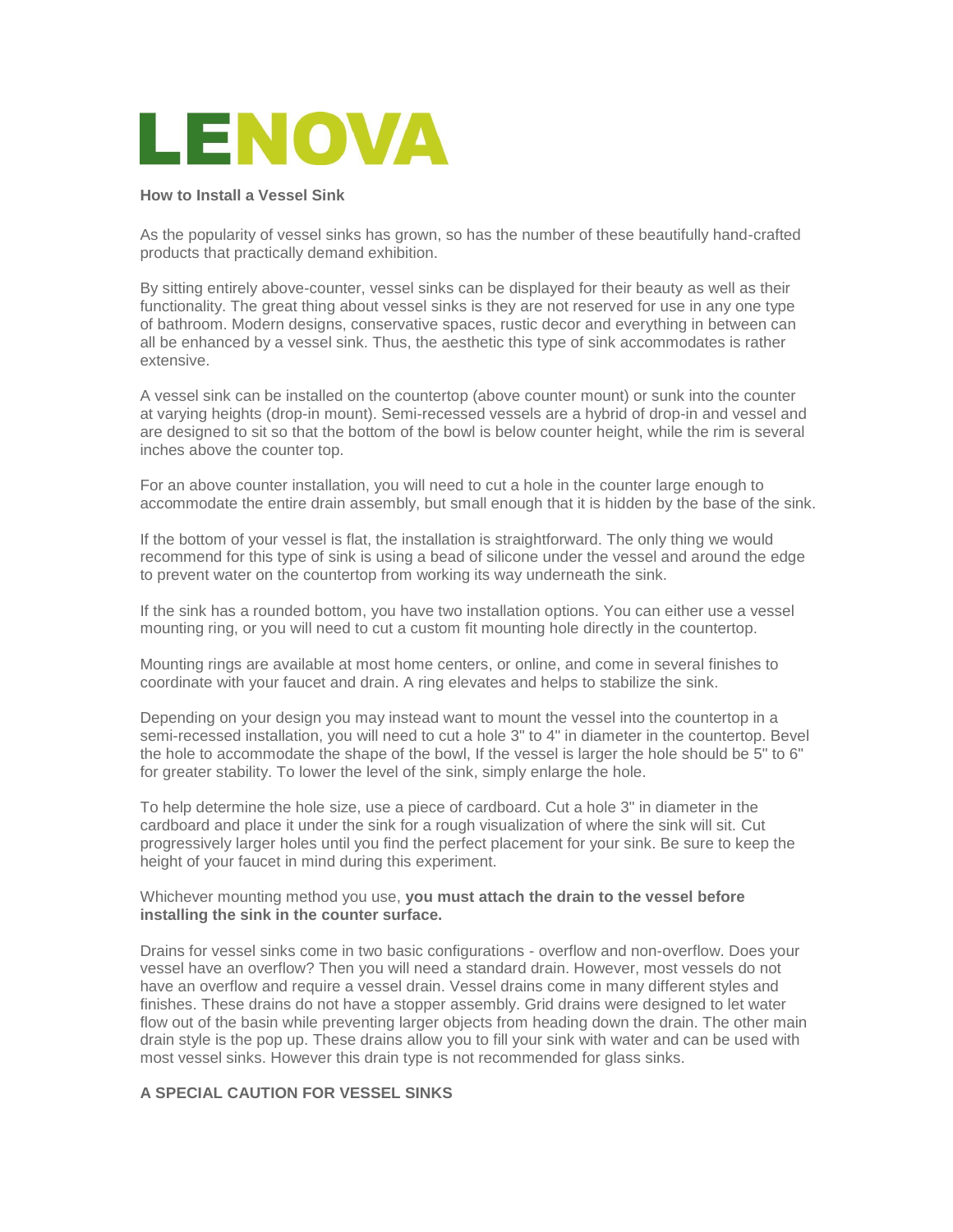# LENOVA

**How to Install a Vessel Sink**

As the popularity of vessel sinks has grown, so has the number of these beautifully hand-crafted products that practically demand exhibition.

By sitting entirely above-counter, vessel sinks can be displayed for their beauty as well as their functionality. The great thing about vessel sinks is they are not reserved for use in any one type of bathroom. Modern designs, conservative spaces, rustic decor and everything in between can all be enhanced by a vessel sink. Thus, the aesthetic this type of sink accommodates is rather extensive.

A vessel sink can be installed on the countertop (above counter mount) or sunk into the counter at varying heights (drop-in mount). Semi-recessed vessels are a hybrid of drop-in and vessel and are designed to sit so that the bottom of the bowl is below counter height, while the rim is several inches above the counter top.

For an above counter installation, you will need to cut a hole in the counter large enough to accommodate the entire drain assembly, but small enough that it is hidden by the base of the sink.

If the bottom of your vessel is flat, the installation is straightforward. The only thing we would recommend for this type of sink is using a bead of silicone under the vessel and around the edge to prevent water on the countertop from working its way underneath the sink.

If the sink has a rounded bottom, you have two installation options. You can either use a vessel mounting ring, or you will need to cut a custom fit mounting hole directly in the countertop.

Mounting rings are available at most home centers, or online, and come in several finishes to coordinate with your faucet and drain. A ring elevates and helps to stabilize the sink.

Depending on your design you may instead want to mount the vessel into the countertop in a semi-recessed installation, you will need to cut a hole 3" to 4" in diameter in the countertop. Bevel the hole to accommodate the shape of the bowl, If the vessel is larger the hole should be 5" to 6" for greater stability. To lower the level of the sink, simply enlarge the hole.

To help determine the hole size, use a piece of cardboard. Cut a hole 3" in diameter in the cardboard and place it under the sink for a rough visualization of where the sink will sit. Cut progressively larger holes until you find the perfect placement for your sink. Be sure to keep the height of your faucet in mind during this experiment.

Whichever mounting method you use, **you must attach the drain to the vessel before installing the sink in the counter surface.**

Drains for vessel sinks come in two basic configurations - overflow and non-overflow. Does your vessel have an overflow? Then you will need a standard drain. However, most vessels do not have an overflow and require a vessel drain. Vessel drains come in many different styles and finishes. These drains do not have a stopper assembly. Grid drains were designed to let water flow out of the basin while preventing larger objects from heading down the drain. The other main drain style is the pop up. These drains allow you to fill your sink with water and can be used with most vessel sinks. However this drain type is not recommended for glass sinks.

**A SPECIAL CAUTION FOR VESSEL SINKS**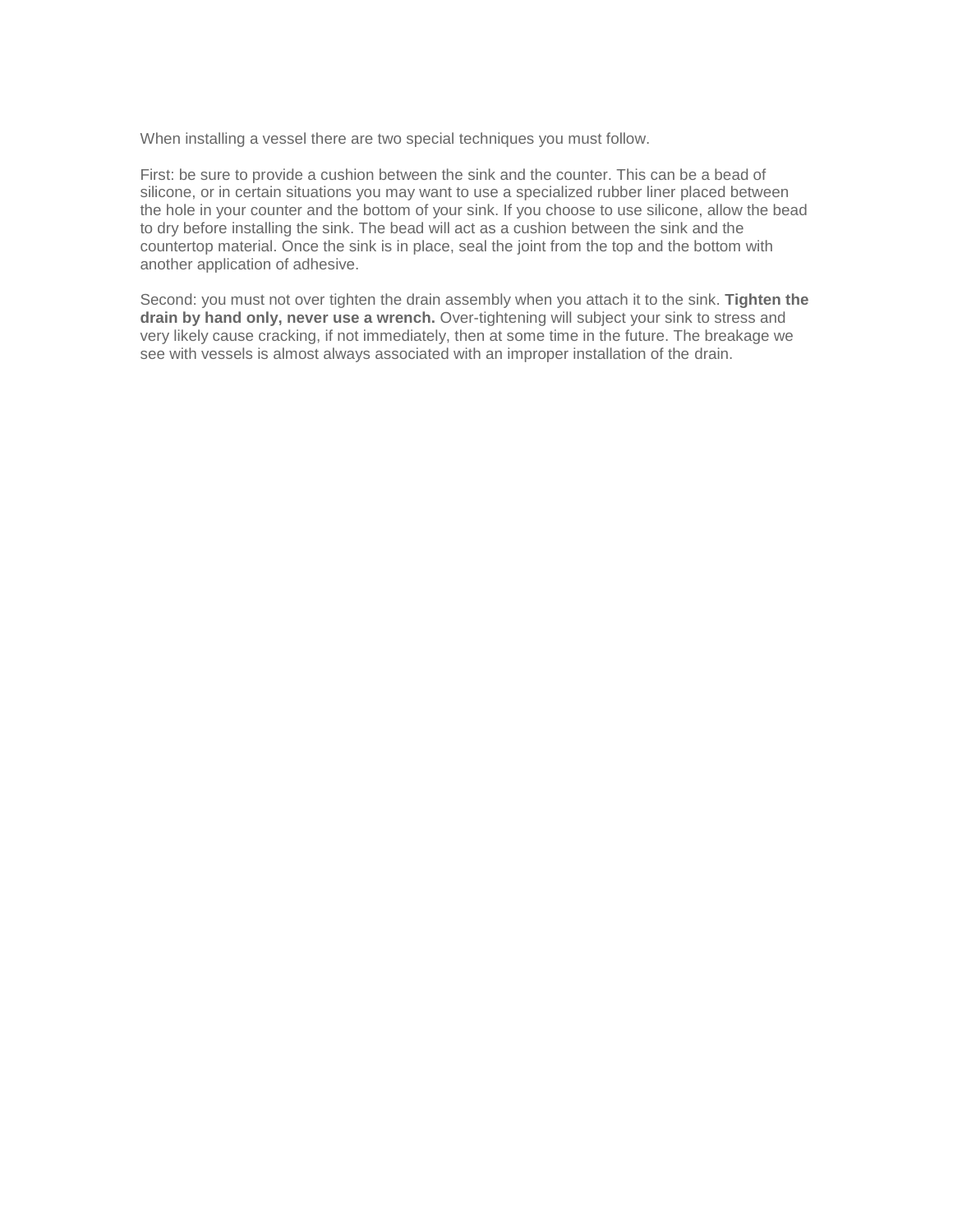When installing a vessel there are two special techniques you must follow.

First: be sure to provide a cushion between the sink and the counter. This can be a bead of silicone, or in certain situations you may want to use a specialized rubber liner placed between the hole in your counter and the bottom of your sink. If you choose to use silicone, allow the bead to dry before installing the sink. The bead will act as a cushion between the sink and the countertop material. Once the sink is in place, seal the joint from the top and the bottom with another application of adhesive.

Second: you must not over tighten the drain assembly when you attach it to the sink. **Tighten the drain by hand only, never use a wrench.** Over-tightening will subject your sink to stress and very likely cause cracking, if not immediately, then at some time in the future. The breakage we see with vessels is almost always associated with an improper installation of the drain.